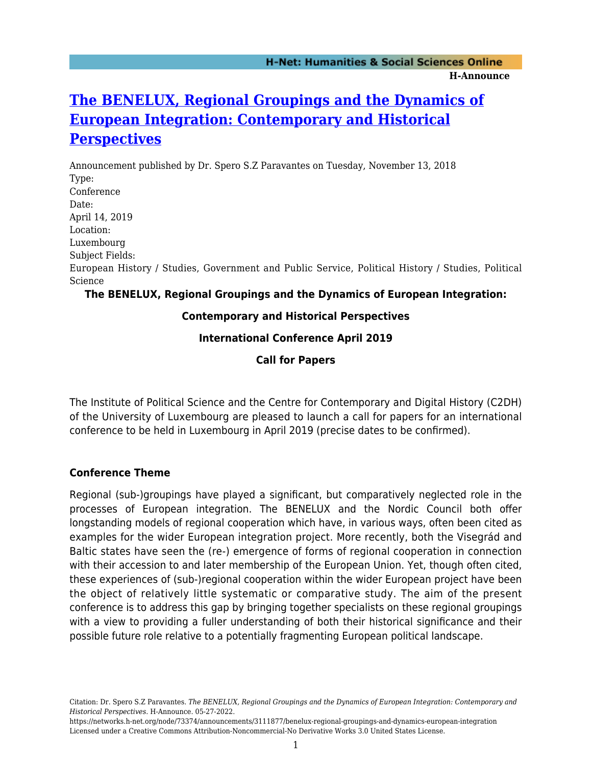# The BENELUX, Regional Groupings and the Dynamics of European Integration: Contemporary and Historical Perspectives

Announcement published by Dr. Spero S.Z Paravantes on Tuesday, November 13, 2018

Type:
Conference

Date:
April 14, 2019

Location:
Luxembourg

Subject Fields:
European History / Studies, Government and Public Service, Political History / Studies, Political Science

**The BENELUX, Regional Groupings and the Dynamics of European Integration:**

**Contemporary and Historical Perspectives**

**International Conference April 2019**

**Call for Papers**

The Institute of Political Science and the Centre for Contemporary and Digital History (C2DH) of the University of Luxembourg are pleased to launch a call for papers for an international conference to be held in Luxembourg in April 2019 (precise dates to be confirmed).

### Conference Theme

Regional (sub-)groupings have played a significant, but comparatively neglected role in the processes of European integration. The BENELUX and the Nordic Council both offer longstanding models of regional cooperation which have, in various ways, often been cited as examples for the wider European integration project. More recently, both the Visegrád and Baltic states have seen the (re-) emergence of forms of regional cooperation in connection with their accession to and later membership of the European Union. Yet, though often cited, these experiences of (sub-)regional cooperation within the wider European project have been the object of relatively little systematic or comparative study. The aim of the present conference is to address this gap by bringing together specialists on these regional groupings with a view to providing a fuller understanding of both their historical significance and their possible future role relative to a potentially fragmenting European political landscape.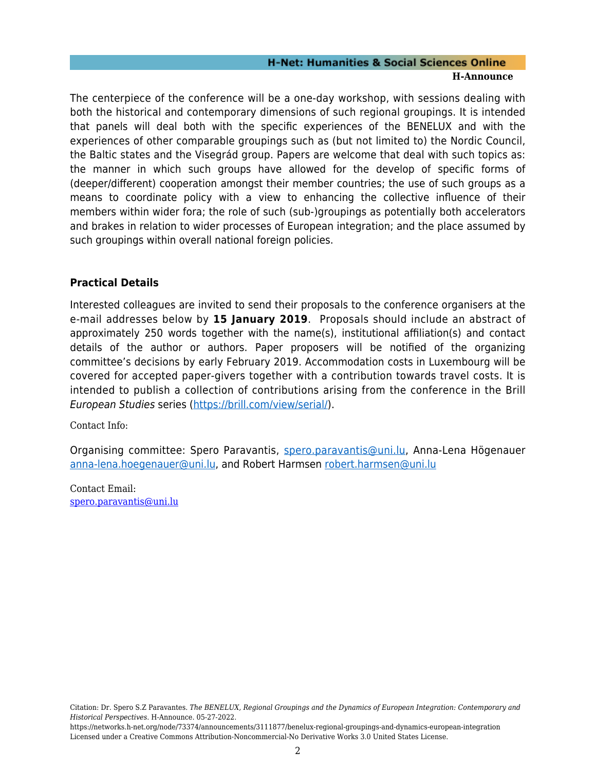The centerpiece of the conference will be a one-day workshop, with sessions dealing with both the historical and contemporary dimensions of such regional groupings. It is intended that panels will deal both with the specific experiences of the BENELUX and with the experiences of other comparable groupings such as (but not limited to) the Nordic Council, the Baltic states and the Visegrád group. Papers are welcome that deal with such topics as: the manner in which such groups have allowed for the develop of specific forms of (deeper/different) cooperation amongst their member countries; the use of such groups as a means to coordinate policy with a view to enhancing the collective influence of their members within wider fora; the role of such (sub-)groupings as potentially both accelerators and brakes in relation to wider processes of European integration; and the place assumed by such groupings within overall national foreign policies.

### Practical Details

Interested colleagues are invited to send their proposals to the conference organisers at the e-mail addresses below by **15 January 2019**. Proposals should include an abstract of approximately 250 words together with the name(s), institutional affiliation(s) and contact details of the author or authors. Paper proposers will be notified of the organizing committee's decisions by early February 2019. Accommodation costs in Luxembourg will be covered for accepted paper-givers together with a contribution towards travel costs. It is intended to publish a collection of contributions arising from the conference in the Brill *European Studies* series (https://brill.com/view/serial/).

Contact Info:

Organising committee: Spero Paravantis, spero.paravantis@uni.lu, Anna-Lena Högenauer anna-lena.hoegenauer@uni.lu, and Robert Harmsen robert.harmsen@uni.lu

Contact Email:
spero.paravantis@uni.lu